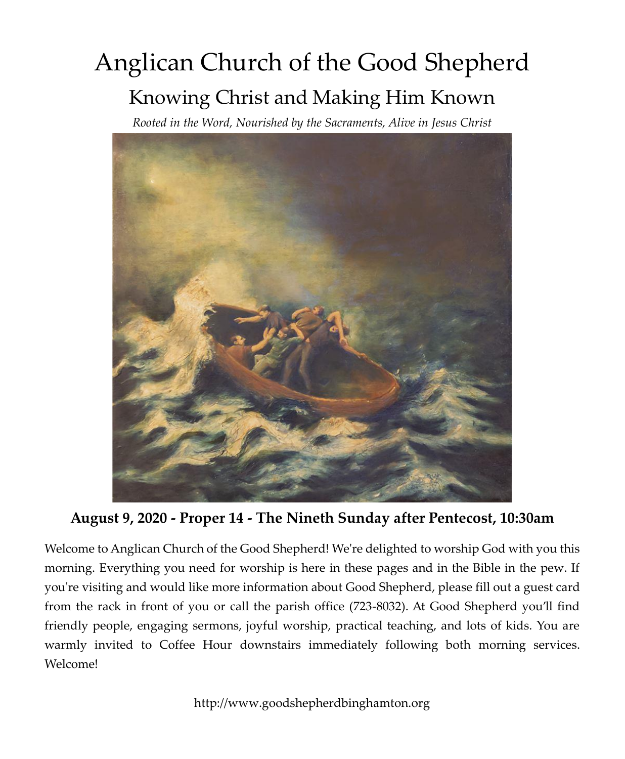# Anglican Church of the Good Shepherd

## Knowing Christ and Making Him Known

*Rooted in the Word, Nourished by the Sacraments, Alive in Jesus Christ*

**August 9, 2020 - Proper 14 - The Nineth Sunday after Pentecost, 10:30am**

Welcome to Anglican Church of the Good Shepherd! We're delighted to worship God with you this morning. Everything you need for worship is here in these pages and in the Bible in the pew. If you're visiting and would like more information about Good Shepherd, please fill out a guest card from the rack in front of you or call the parish office (723-8032). At Good Shepherd you'll find friendly people, engaging sermons, joyful worship, practical teaching, and lots of kids. You are warmly invited to Coffee Hour downstairs immediately following both morning services. Welcome!

http://www.goodshepherdbinghamton.org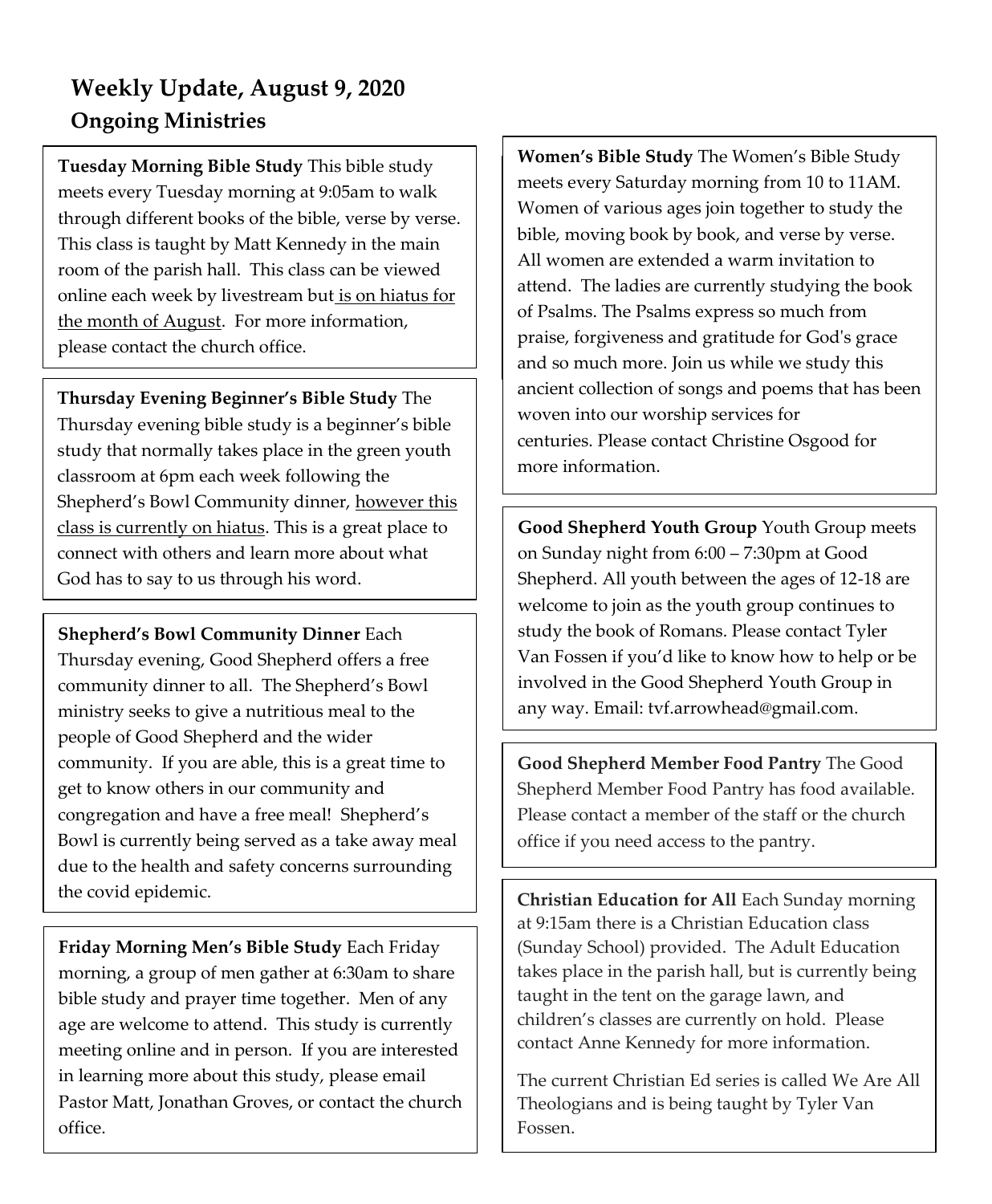# Weekly Update, August 9, 2020

## Ongoing Ministries

**Tuesday Morning Bible Study** This bible study meets every Tuesday morning at 9:05am to walk through different books of the bible, verse by verse. This class is taught by Matt Kennedy in the main room of the parish hall. This class can be viewed online each week by livestream but is on hiatus for the month of August. For more information, please contact the church office.

**Thursday Evening Beginner's Bible Study** The Thursday evening bible study is a beginner's bible study that normally takes place in the green youth classroom at 6pm each week following the Shepherd's Bowl Community dinner, however this class is currently on hiatus. This is a great place to connect with others and learn more about what God has to say to us through his word.

**Shepherd's Bowl Community Dinner** Each Thursday evening, Good Shepherd offers a free community dinner to all. The Shepherd's Bowl ministry seeks to give a nutritious meal to the people of Good Shepherd and the wider community. If you are able, this is a great time to get to know others in our community and congregation and have a free meal! Shepherd's Bowl is currently being served as a take away meal due to the health and safety concerns surrounding the covid epidemic.

**Friday Morning Men's Bible Study** Each Friday morning, a group of men gather at 6:30am to share bible study and prayer time together. Men of any age are welcome to attend. This study is currently meeting online and in person. If you are interested in learning more about this study, please email Pastor Matt, Jonathan Groves, or contact the church office.

**Women's Bible Study** The Women's Bible Study meets every Saturday morning from 10 to 11AM. Women of various ages join together to study the bible, moving book by book, and verse by verse. All women are extended a warm invitation to attend. The ladies are currently studying the book of Psalms. The Psalms express so much from praise, forgiveness and gratitude for God's grace and so much more. Join us while we study this ancient collection of songs and poems that has been woven into our worship services for centuries. Please contact Christine Osgood for more information.

**Good Shepherd Youth Group** Youth Group meets on Sunday night from 6:00 – 7:30pm at Good Shepherd. All youth between the ages of 12-18 are welcome to join as the youth group continues to study the book of Romans. Please contact Tyler Van Fossen if you'd like to know how to help or be involved in the Good Shepherd Youth Group in any way. Email: tvf.arrowhead@gmail.com.

**Good Shepherd Member Food Pantry** The Good Shepherd Member Food Pantry has food available. Please contact a member of the staff or the church office if you need access to the pantry.

**Christian Education for All** Each Sunday morning at 9:15am there is a Christian Education class (Sunday School) provided. The Adult Education takes place in the parish hall, but is currently being taught in the tent on the garage lawn, and children's classes are currently on hold. Please contact Anne Kennedy for more information.

The current Christian Ed series is called We Are All Theologians and is being taught by Tyler Van Fossen.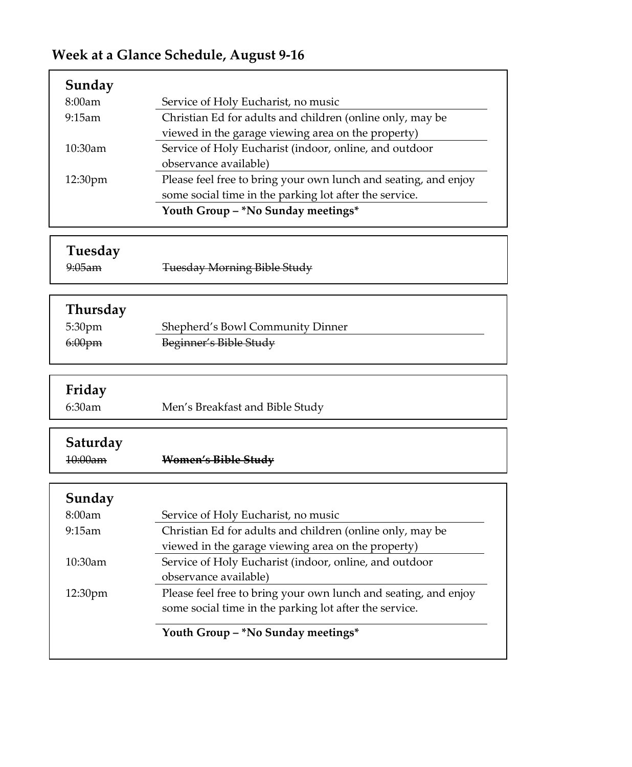**Week at a Glance Schedule, August 9-16**

**Sunday**

| | |
|---|---|
| 8:00am | Service of Holy Eucharist, no music |
| 9:15am | Christian Ed for adults and children (online only, may be viewed in the garage viewing area on the property) |
| 10:30am | Service of Holy Eucharist (indoor, online, and outdoor observance available) |
| 12:30pm | Please feel free to bring your own lunch and seating, and enjoy some social time in the parking lot after the service. |
| | **Youth Group – *No Sunday meetings*** |

**Tuesday**

| | |
|---|---|
| ~~9:05am~~ | ~~Tuesday Morning Bible Study~~ |

**Thursday**

| | |
|---|---|
| 5:30pm | Shepherd's Bowl Community Dinner |
| ~~6:00pm~~ | ~~Beginner's Bible Study~~ |

**Friday**

| | |
|---|---|
| 6:30am | Men's Breakfast and Bible Study |

**Saturday**

| | |
|---|---|
| ~~10:00am~~ | **~~Women's Bible Study~~** |

**Sunday**

| | |
|---|---|
| 8:00am | Service of Holy Eucharist, no music |
| 9:15am | Christian Ed for adults and children (online only, may be viewed in the garage viewing area on the property) |
| 10:30am | Service of Holy Eucharist (indoor, online, and outdoor observance available) |
| 12:30pm | Please feel free to bring your own lunch and seating, and enjoy some social time in the parking lot after the service. |
| | **Youth Group – *No Sunday meetings*** |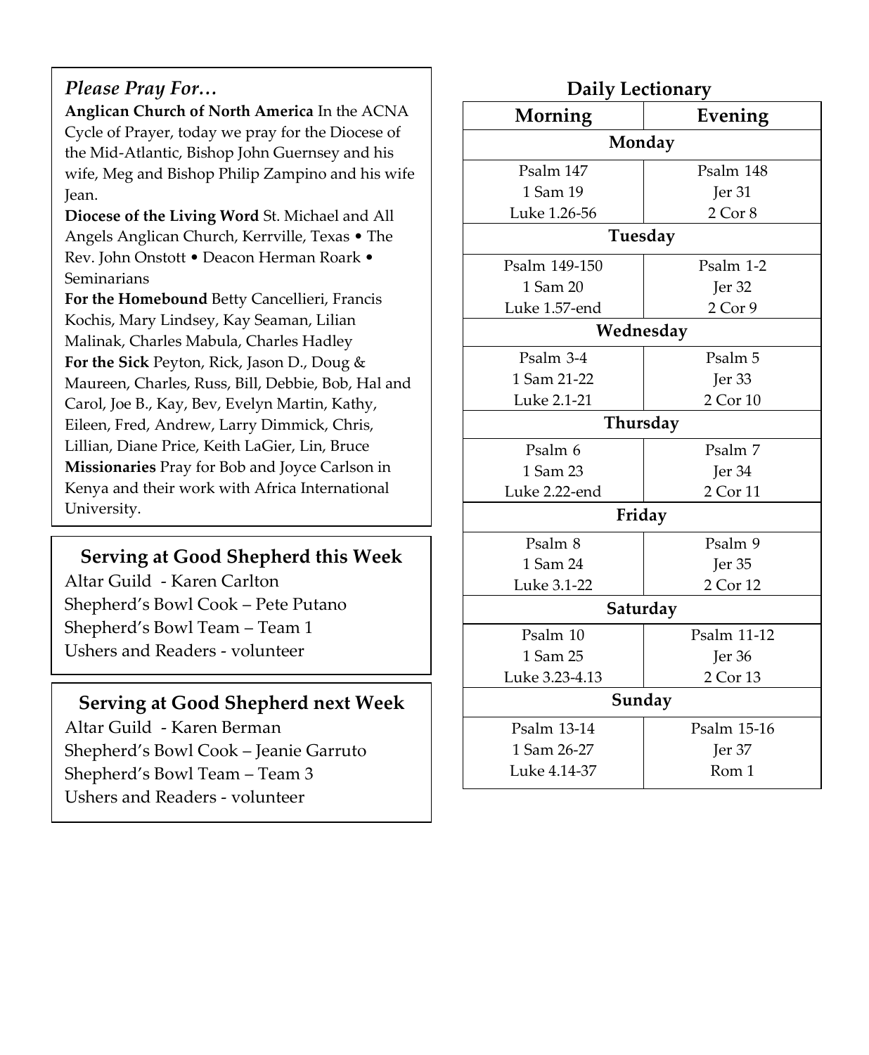### *Please Pray For…*

**Anglican Church of North America** In the ACNA Cycle of Prayer, today we pray for the Diocese of the Mid-Atlantic, Bishop John Guernsey and his wife, Meg and Bishop Philip Zampino and his wife Jean.

**Diocese of the Living Word** St. Michael and All Angels Anglican Church, Kerrville, Texas • The Rev. John Onstott • Deacon Herman Roark • Seminarians

**For the Homebound** Betty Cancellieri, Francis Kochis, Mary Lindsey, Kay Seaman, Lilian Malinak, Charles Mabula, Charles Hadley

**For the Sick** Peyton, Rick, Jason D., Doug & Maureen, Charles, Russ, Bill, Debbie, Bob, Hal and Carol, Joe B., Kay, Bev, Evelyn Martin, Kathy, Eileen, Fred, Andrew, Larry Dimmick, Chris, Lillian, Diane Price, Keith LaGier, Lin, Bruce

**Missionaries** Pray for Bob and Joyce Carlson in Kenya and their work with Africa International University.

## Serving at Good Shepherd this Week

Altar Guild - Karen Carlton
Shepherd's Bowl Cook – Pete Putano
Shepherd's Bowl Team – Team 1
Ushers and Readers - volunteer

## Serving at Good Shepherd next Week

Altar Guild - Karen Berman
Shepherd's Bowl Cook – Jeanie Garruto
Shepherd's Bowl Team – Team 3
Ushers and Readers - volunteer

## Daily Lectionary

| Morning | Evening |
|---|---|
| **Monday** | |
| Psalm 147<br>1 Sam 19<br>Luke 1.26-56 | Psalm 148<br>Jer 31<br>2 Cor 8 |
| **Tuesday** | |
| Psalm 149-150<br>1 Sam 20<br>Luke 1.57-end | Psalm 1-2<br>Jer 32<br>2 Cor 9 |
| **Wednesday** | |
| Psalm 3-4<br>1 Sam 21-22<br>Luke 2.1-21 | Psalm 5<br>Jer 33<br>2 Cor 10 |
| **Thursday** | |
| Psalm 6<br>1 Sam 23<br>Luke 2.22-end | Psalm 7<br>Jer 34<br>2 Cor 11 |
| **Friday** | |
| Psalm 8<br>1 Sam 24<br>Luke 3.1-22 | Psalm 9<br>Jer 35<br>2 Cor 12 |
| **Saturday** | |
| Psalm 10<br>1 Sam 25<br>Luke 3.23-4.13 | Psalm 11-12<br>Jer 36<br>2 Cor 13 |
| **Sunday** | |
| Psalm 13-14<br>1 Sam 26-27<br>Luke 4.14-37 | Psalm 15-16<br>Jer 37<br>Rom 1 |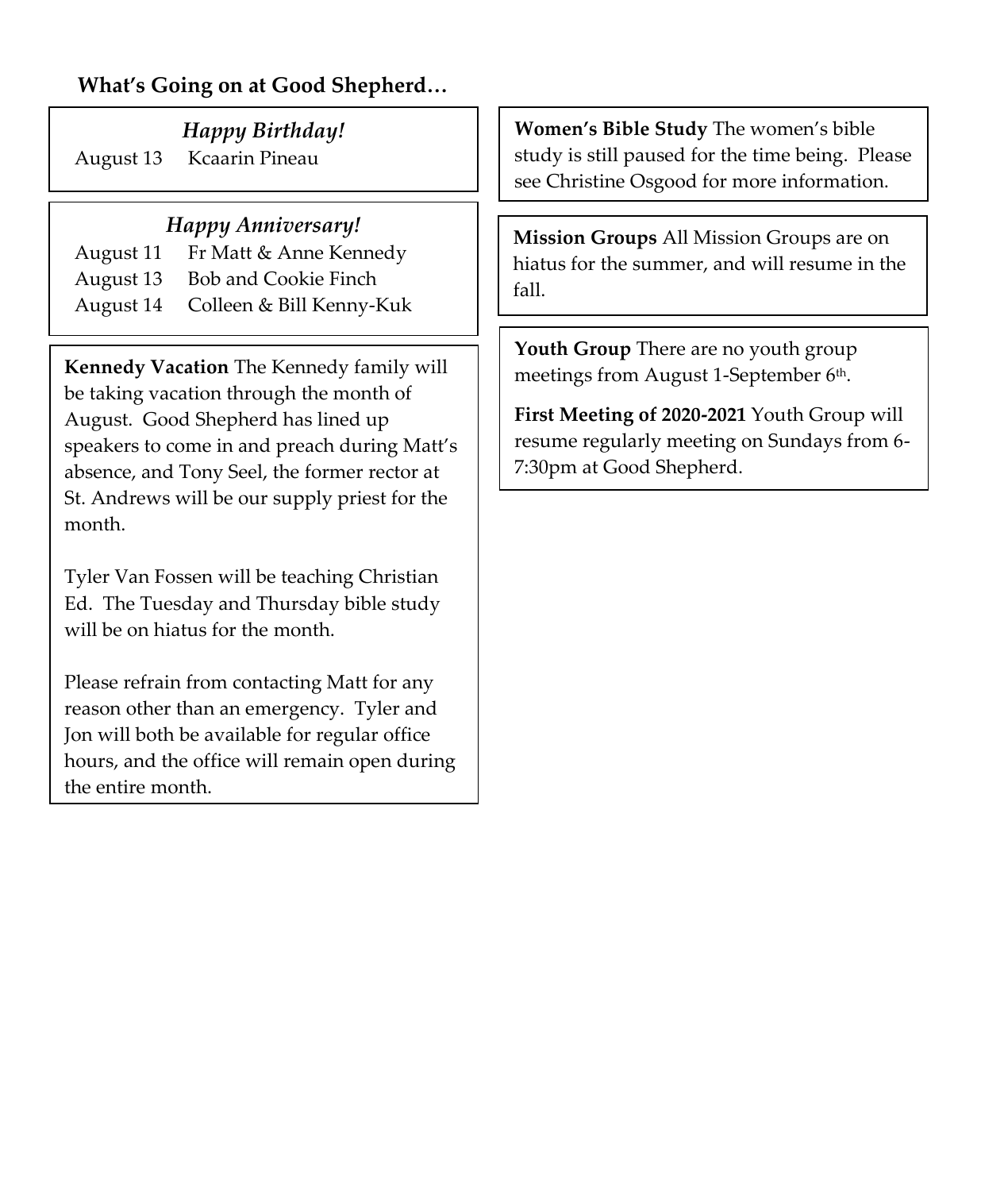**What's Going on at Good Shepherd…**

### *Happy Birthday!*

August 13 Kcaarin Pineau

### *Happy Anniversary!*

August 11 Fr Matt & Anne Kennedy
August 13 Bob and Cookie Finch
August 14 Colleen & Bill Kenny-Kuk

**Kennedy Vacation** The Kennedy family will be taking vacation through the month of August. Good Shepherd has lined up speakers to come in and preach during Matt's absence, and Tony Seel, the former rector at St. Andrews will be our supply priest for the month.

Tyler Van Fossen will be teaching Christian Ed. The Tuesday and Thursday bible study will be on hiatus for the month.

Please refrain from contacting Matt for any reason other than an emergency. Tyler and Jon will both be available for regular office hours, and the office will remain open during the entire month.

**Women's Bible Study** The women's bible study is still paused for the time being. Please see Christine Osgood for more information.

**Mission Groups** All Mission Groups are on hiatus for the summer, and will resume in the fall.

**Youth Group** There are no youth group meetings from August 1-September 6th.

**First Meeting of 2020-2021** Youth Group will resume regularly meeting on Sundays from 6-7:30pm at Good Shepherd.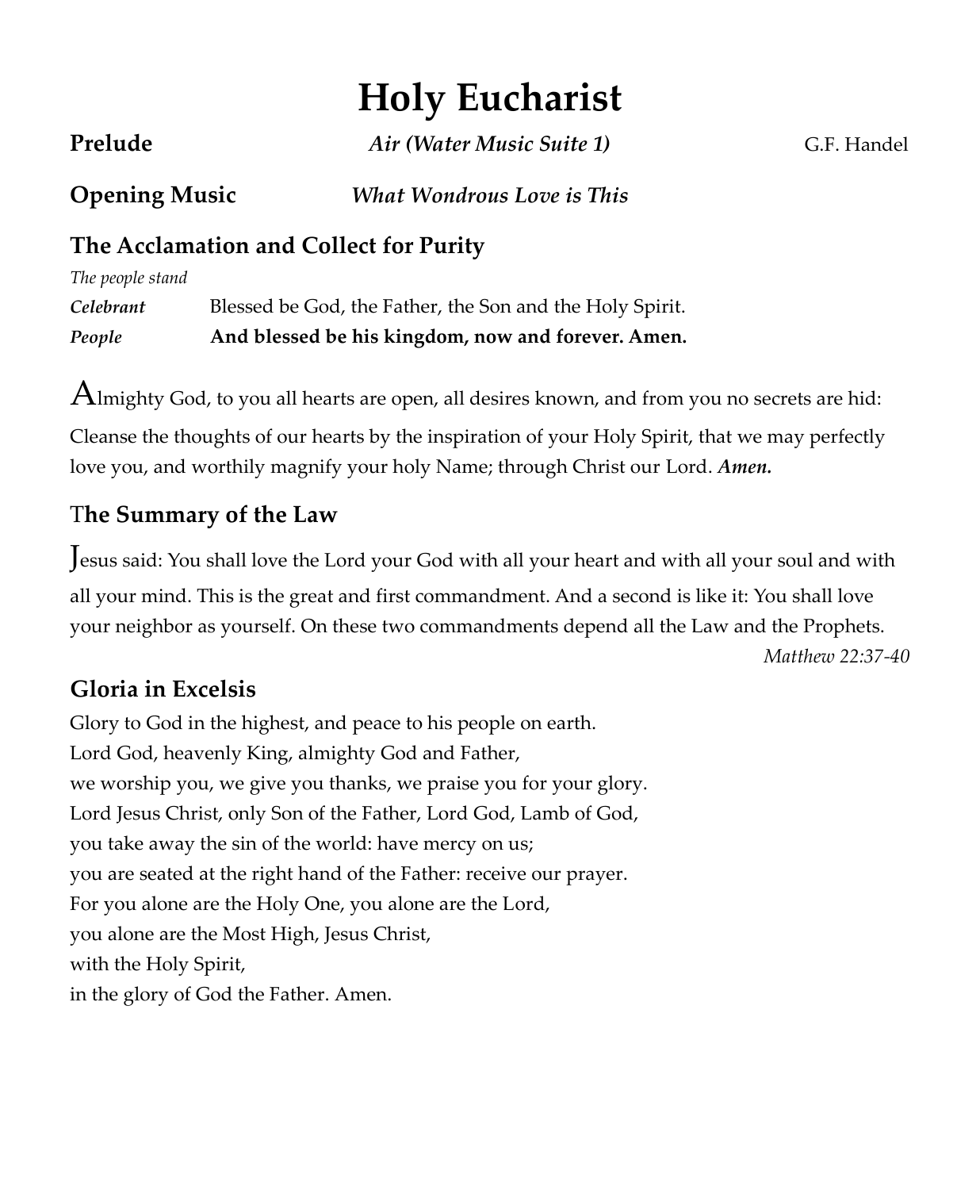# Holy Eucharist

**Prelude** *Air (Water Music Suite 1)* G.F. Handel

**Opening Music** *What Wondrous Love is This*

## The Acclamation and Collect for Purity

*The people stand*

*Celebrant* Blessed be God, the Father, the Son and the Holy Spirit.

*People* **And blessed be his kingdom, now and forever. Amen.**

Almighty God, to you all hearts are open, all desires known, and from you no secrets are hid: Cleanse the thoughts of our hearts by the inspiration of your Holy Spirit, that we may perfectly love you, and worthily magnify your holy Name; through Christ our Lord. ***Amen.***

## The Summary of the Law

Jesus said: You shall love the Lord your God with all your heart and with all your soul and with all your mind. This is the great and first commandment. And a second is like it: You shall love your neighbor as yourself. On these two commandments depend all the Law and the Prophets.

*Matthew 22:37-40*

## Gloria in Excelsis

Glory to God in the highest, and peace to his people on earth.
Lord God, heavenly King, almighty God and Father,
we worship you, we give you thanks, we praise you for your glory.
Lord Jesus Christ, only Son of the Father, Lord God, Lamb of God,
you take away the sin of the world: have mercy on us;
you are seated at the right hand of the Father: receive our prayer.
For you alone are the Holy One, you alone are the Lord,
you alone are the Most High, Jesus Christ,
with the Holy Spirit,
in the glory of God the Father. Amen.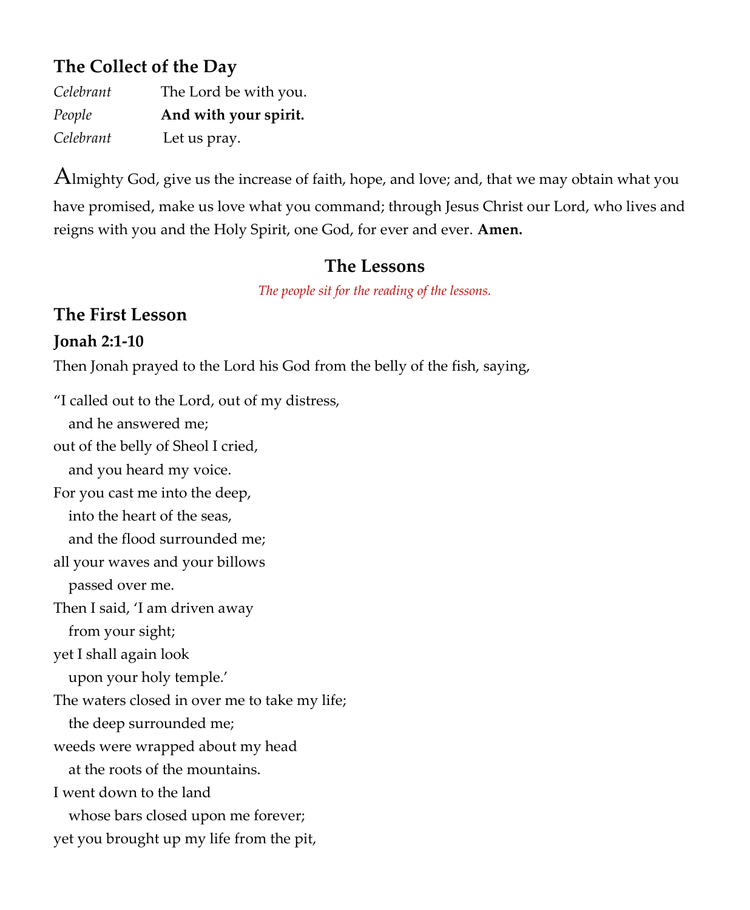## The Collect of the Day

*Celebrant* The Lord be with you.
*People* **And with your spirit.**
*Celebrant* Let us pray.

Almighty God, give us the increase of faith, hope, and love; and, that we may obtain what you have promised, make us love what you command; through Jesus Christ our Lord, who lives and reigns with you and the Holy Spirit, one God, for ever and ever. **Amen.**

## The Lessons

*The people sit for the reading of the lessons.*

## The First Lesson

### Jonah 2:1-10

Then Jonah prayed to the Lord his God from the belly of the fish, saying,

"I called out to the Lord, out of my distress,
  and he answered me;
out of the belly of Sheol I cried,
  and you heard my voice.
For you cast me into the deep,
  into the heart of the seas,
  and the flood surrounded me;
all your waves and your billows
  passed over me.
Then I said, 'I am driven away
  from your sight;
yet I shall again look
  upon your holy temple.'
The waters closed in over me to take my life;
  the deep surrounded me;
weeds were wrapped about my head
  at the roots of the mountains.
I went down to the land
  whose bars closed upon me forever;
yet you brought up my life from the pit,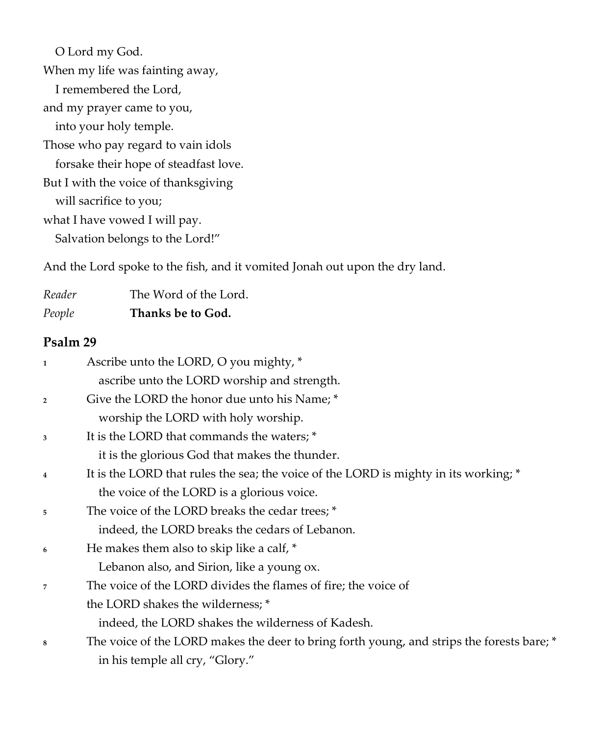O Lord my God.
When my life was fainting away,
I remembered the Lord,
and my prayer came to you,
into your holy temple.
Those who pay regard to vain idols
forsake their hope of steadfast love.
But I with the voice of thanksgiving
will sacrifice to you;
what I have vowed I will pay.
Salvation belongs to the Lord!"

And the Lord spoke to the fish, and it vomited Jonah out upon the dry land.

*Reader* The Word of the Lord.
*People* **Thanks be to God.**

## Psalm 29

1 Ascribe unto the LORD, O you mighty, *
ascribe unto the LORD worship and strength.

2 Give the LORD the honor due unto his Name; *
worship the LORD with holy worship.

3 It is the LORD that commands the waters; *
it is the glorious God that makes the thunder.

4 It is the LORD that rules the sea; the voice of the LORD is mighty in its working; *
the voice of the LORD is a glorious voice.

5 The voice of the LORD breaks the cedar trees; *
indeed, the LORD breaks the cedars of Lebanon.

6 He makes them also to skip like a calf, *
Lebanon also, and Sirion, like a young ox.

7 The voice of the LORD divides the flames of fire; the voice of the LORD shakes the wilderness; *
indeed, the LORD shakes the wilderness of Kadesh.

8 The voice of the LORD makes the deer to bring forth young, and strips the forests bare; *
in his temple all cry, "Glory."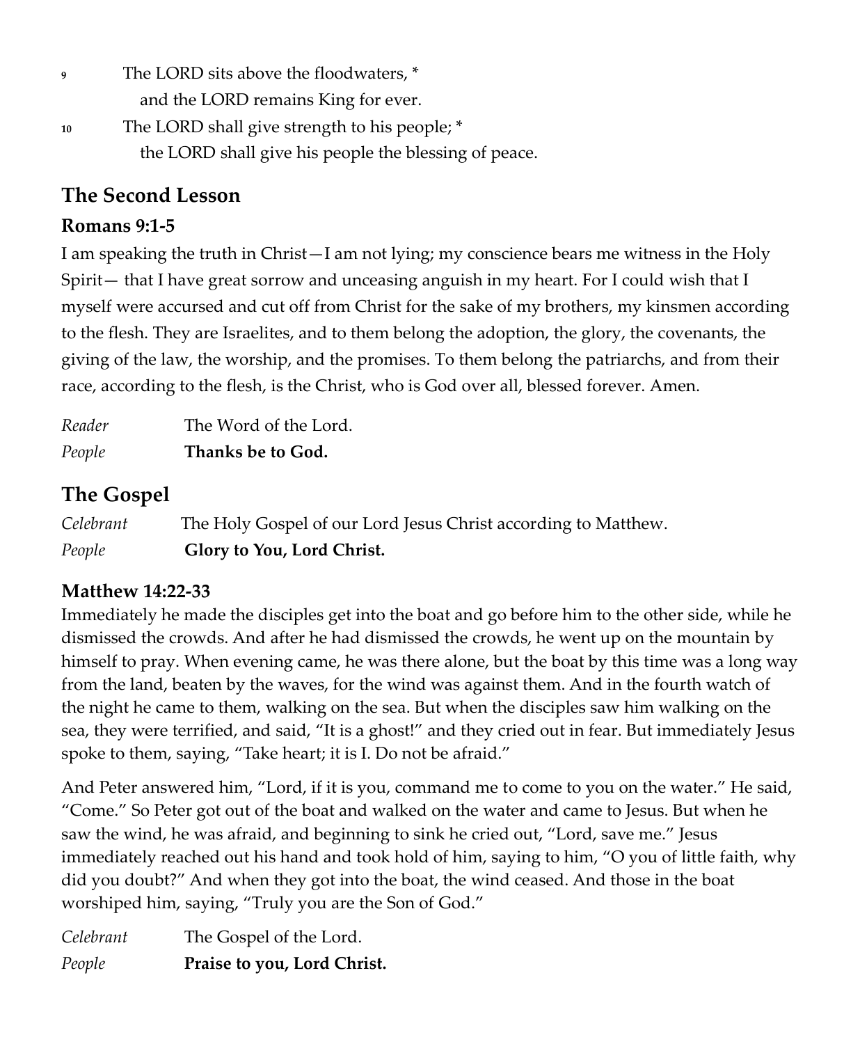9 The LORD sits above the floodwaters, *
 and the LORD remains King for ever.

10 The LORD shall give strength to his people; *
 the LORD shall give his people the blessing of peace.

## The Second Lesson

### Romans 9:1-5

I am speaking the truth in Christ—I am not lying; my conscience bears me witness in the Holy Spirit— that I have great sorrow and unceasing anguish in my heart. For I could wish that I myself were accursed and cut off from Christ for the sake of my brothers, my kinsmen according to the flesh. They are Israelites, and to them belong the adoption, the glory, the covenants, the giving of the law, the worship, and the promises. To them belong the patriarchs, and from their race, according to the flesh, is the Christ, who is God over all, blessed forever. Amen.

*Reader* The Word of the Lord.
*People* **Thanks be to God.**

## The Gospel

*Celebrant* The Holy Gospel of our Lord Jesus Christ according to Matthew.
*People* **Glory to You, Lord Christ.**

### Matthew 14:22-33

Immediately he made the disciples get into the boat and go before him to the other side, while he dismissed the crowds. And after he had dismissed the crowds, he went up on the mountain by himself to pray. When evening came, he was there alone, but the boat by this time was a long way from the land, beaten by the waves, for the wind was against them. And in the fourth watch of the night he came to them, walking on the sea. But when the disciples saw him walking on the sea, they were terrified, and said, "It is a ghost!" and they cried out in fear. But immediately Jesus spoke to them, saying, "Take heart; it is I. Do not be afraid."

And Peter answered him, "Lord, if it is you, command me to come to you on the water." He said, "Come." So Peter got out of the boat and walked on the water and came to Jesus. But when he saw the wind, he was afraid, and beginning to sink he cried out, "Lord, save me." Jesus immediately reached out his hand and took hold of him, saying to him, "O you of little faith, why did you doubt?" And when they got into the boat, the wind ceased. And those in the boat worshiped him, saying, "Truly you are the Son of God."

*Celebrant* The Gospel of the Lord.
*People* **Praise to you, Lord Christ.**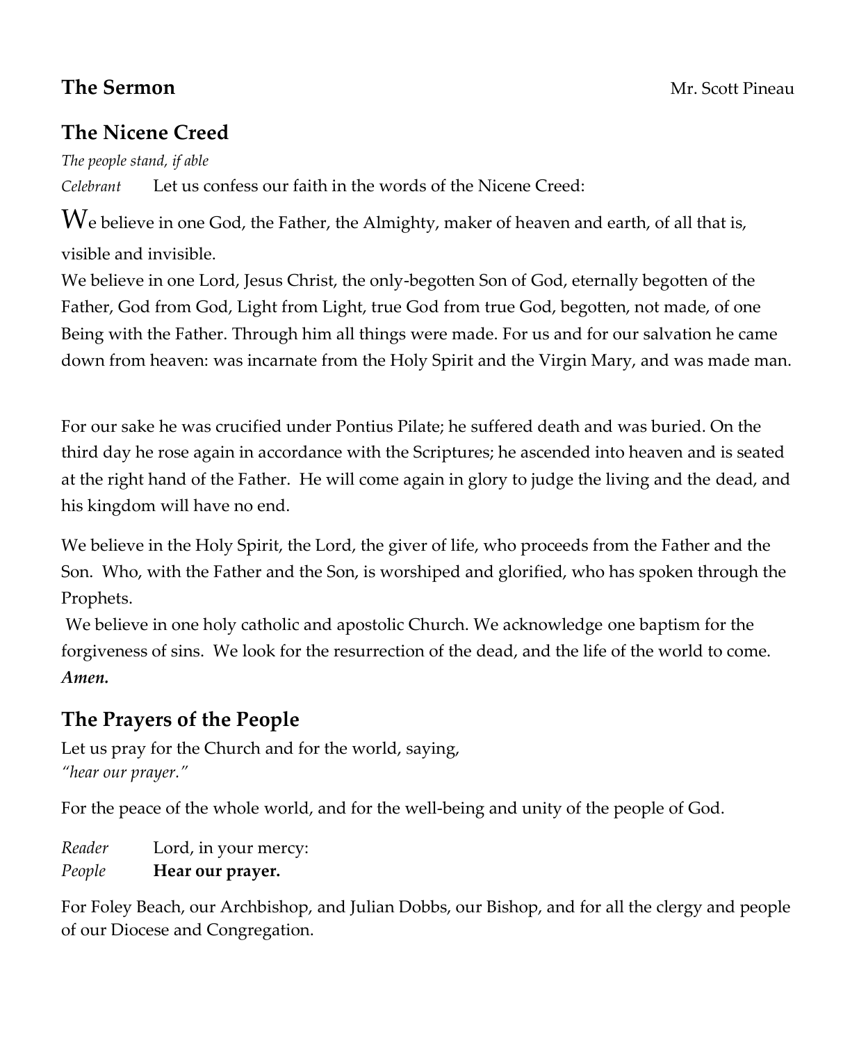## The Sermon

Mr. Scott Pineau

## The Nicene Creed

*The people stand, if able*

*Celebrant* Let us confess our faith in the words of the Nicene Creed:

We believe in one God, the Father, the Almighty, maker of heaven and earth, of all that is, visible and invisible.
We believe in one Lord, Jesus Christ, the only-begotten Son of God, eternally begotten of the Father, God from God, Light from Light, true God from true God, begotten, not made, of one Being with the Father. Through him all things were made. For us and for our salvation he came down from heaven: was incarnate from the Holy Spirit and the Virgin Mary, and was made man.

For our sake he was crucified under Pontius Pilate; he suffered death and was buried. On the third day he rose again in accordance with the Scriptures; he ascended into heaven and is seated at the right hand of the Father. He will come again in glory to judge the living and the dead, and his kingdom will have no end.

We believe in the Holy Spirit, the Lord, the giver of life, who proceeds from the Father and the Son. Who, with the Father and the Son, is worshiped and glorified, who has spoken through the Prophets.
We believe in one holy catholic and apostolic Church. We acknowledge one baptism for the forgiveness of sins. We look for the resurrection of the dead, and the life of the world to come. ***Amen.***

## The Prayers of the People

Let us pray for the Church and for the world, saying,
*"hear our prayer."*

For the peace of the whole world, and for the well-being and unity of the people of God.

*Reader* Lord, in your mercy:
*People* **Hear our prayer.**

For Foley Beach, our Archbishop, and Julian Dobbs, our Bishop, and for all the clergy and people of our Diocese and Congregation.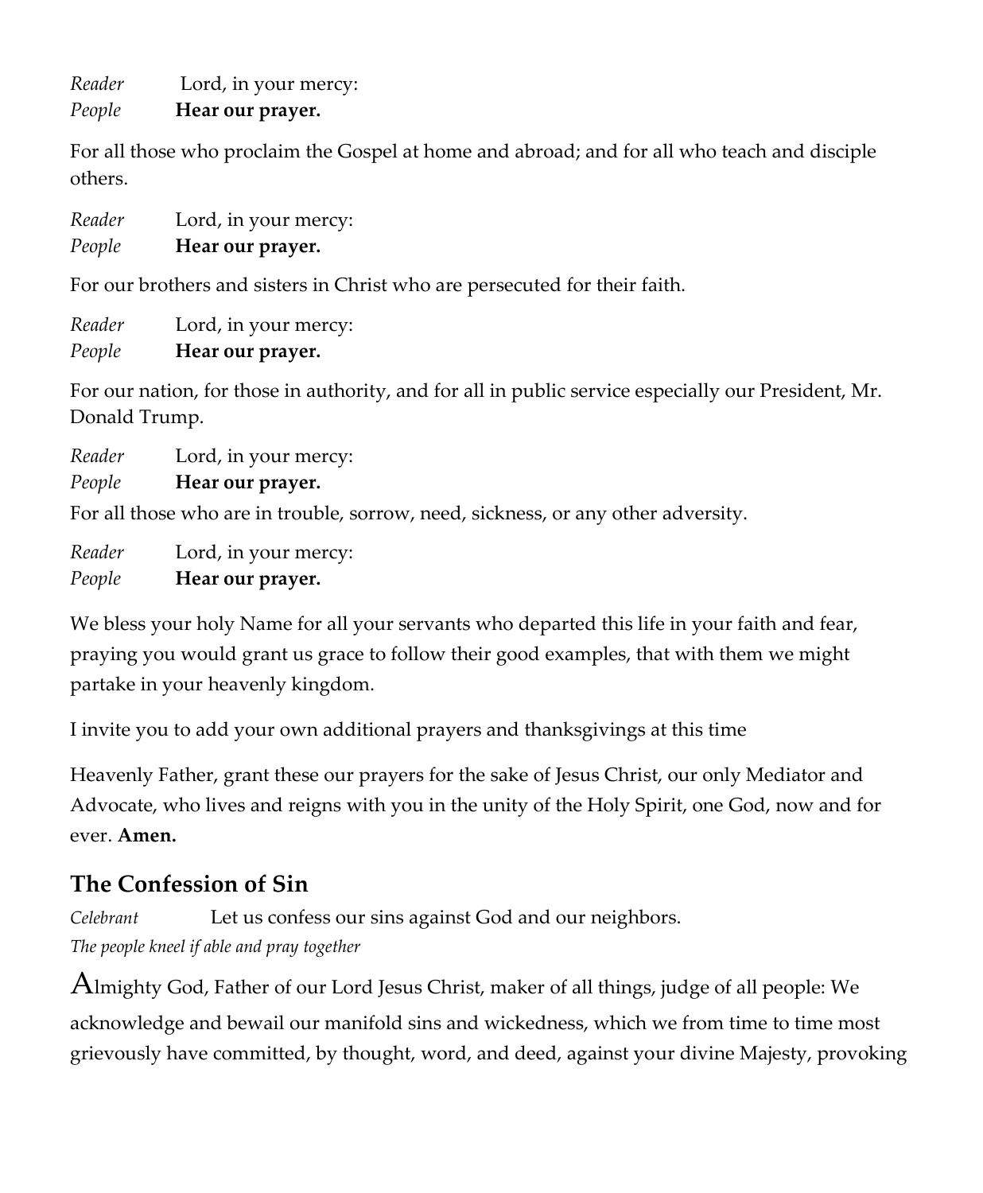*Reader* Lord, in your mercy:
*People* **Hear our prayer.**

For all those who proclaim the Gospel at home and abroad; and for all who teach and disciple others.

*Reader* Lord, in your mercy:
*People* **Hear our prayer.**

For our brothers and sisters in Christ who are persecuted for their faith.

*Reader* Lord, in your mercy:
*People* **Hear our prayer.**

For our nation, for those in authority, and for all in public service especially our President, Mr. Donald Trump.

*Reader* Lord, in your mercy:
*People* **Hear our prayer.**

For all those who are in trouble, sorrow, need, sickness, or any other adversity.

*Reader* Lord, in your mercy:
*People* **Hear our prayer.**

We bless your holy Name for all your servants who departed this life in your faith and fear, praying you would grant us grace to follow their good examples, that with them we might partake in your heavenly kingdom.

I invite you to add your own additional prayers and thanksgivings at this time

Heavenly Father, grant these our prayers for the sake of Jesus Christ, our only Mediator and Advocate, who lives and reigns with you in the unity of the Holy Spirit, one God, now and for ever. **Amen.**

## The Confession of Sin

*Celebrant* Let us confess our sins against God and our neighbors.
*The people kneel if able and pray together*

Almighty God, Father of our Lord Jesus Christ, maker of all things, judge of all people: We acknowledge and bewail our manifold sins and wickedness, which we from time to time most grievously have committed, by thought, word, and deed, against your divine Majesty, provoking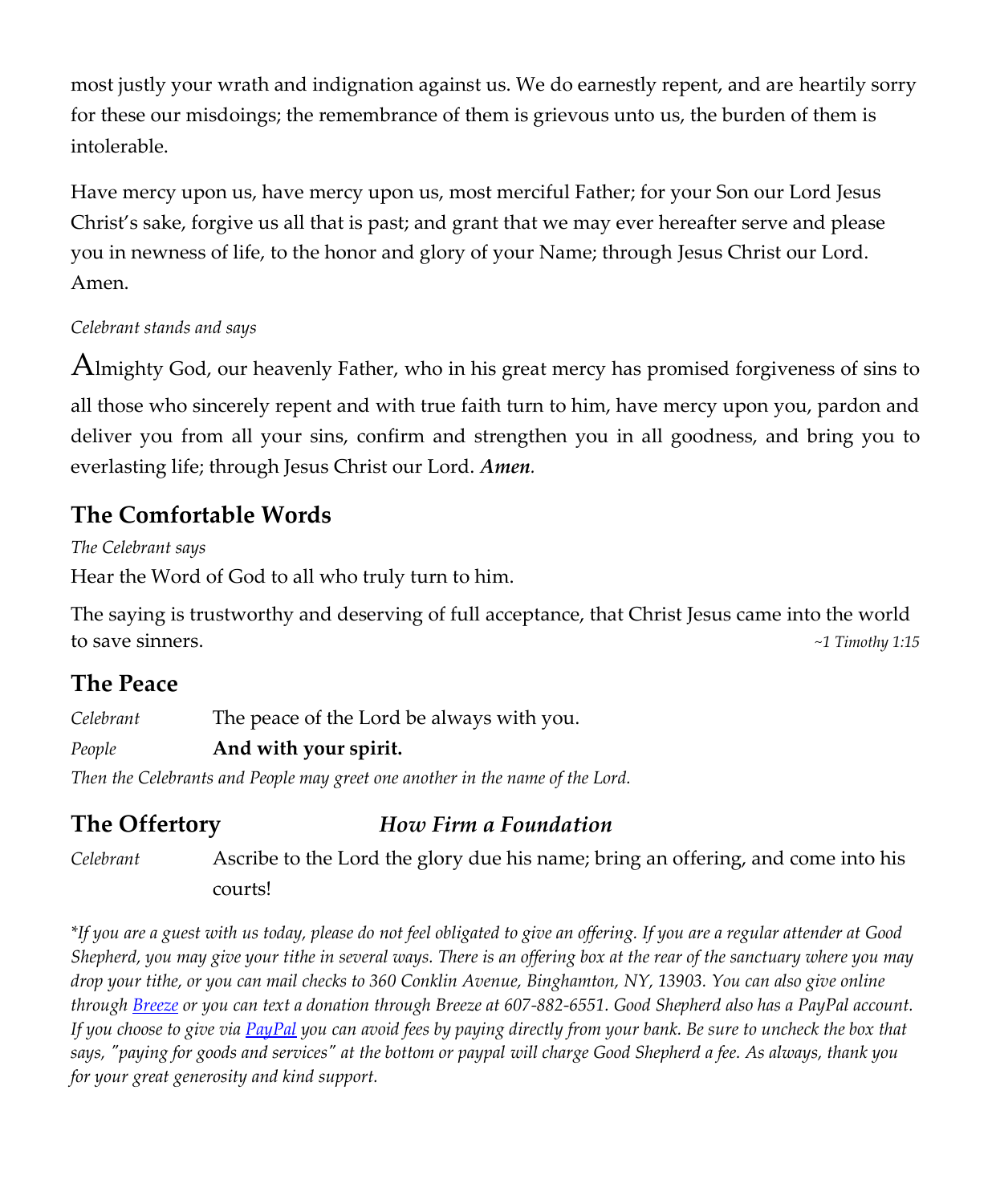most justly your wrath and indignation against us. We do earnestly repent, and are heartily sorry for these our misdoings; the remembrance of them is grievous unto us, the burden of them is intolerable.

Have mercy upon us, have mercy upon us, most merciful Father; for your Son our Lord Jesus Christ's sake, forgive us all that is past; and grant that we may ever hereafter serve and please you in newness of life, to the honor and glory of your Name; through Jesus Christ our Lord. Amen.

*Celebrant stands and says*

Almighty God, our heavenly Father, who in his great mercy has promised forgiveness of sins to all those who sincerely repent and with true faith turn to him, have mercy upon you, pardon and deliver you from all your sins, confirm and strengthen you in all goodness, and bring you to everlasting life; through Jesus Christ our Lord. ***Amen.***

## The Comfortable Words

*The Celebrant says*

Hear the Word of God to all who truly turn to him.

The saying is trustworthy and deserving of full acceptance, that Christ Jesus came into the world to save sinners. *~1 Timothy 1:15*

## The Peace

*Celebrant* The peace of the Lord be always with you.

*People* **And with your spirit.**

*Then the Celebrants and People may greet one another in the name of the Lord.*

## The Offertory *How Firm a Foundation*

*Celebrant* Ascribe to the Lord the glory due his name; bring an offering, and come into his courts!

*\*If you are a guest with us today, please do not feel obligated to give an offering. If you are a regular attender at Good Shepherd, you may give your tithe in several ways. There is an offering box at the rear of the sanctuary where you may drop your tithe, or you can mail checks to 360 Conklin Avenue, Binghamton, NY, 13903. You can also give online through Breeze or you can text a donation through Breeze at 607-882-6551. Good Shepherd also has a PayPal account. If you choose to give via PayPal you can avoid fees by paying directly from your bank. Be sure to uncheck the box that says, "paying for goods and services" at the bottom or paypal will charge Good Shepherd a fee. As always, thank you for your great generosity and kind support.*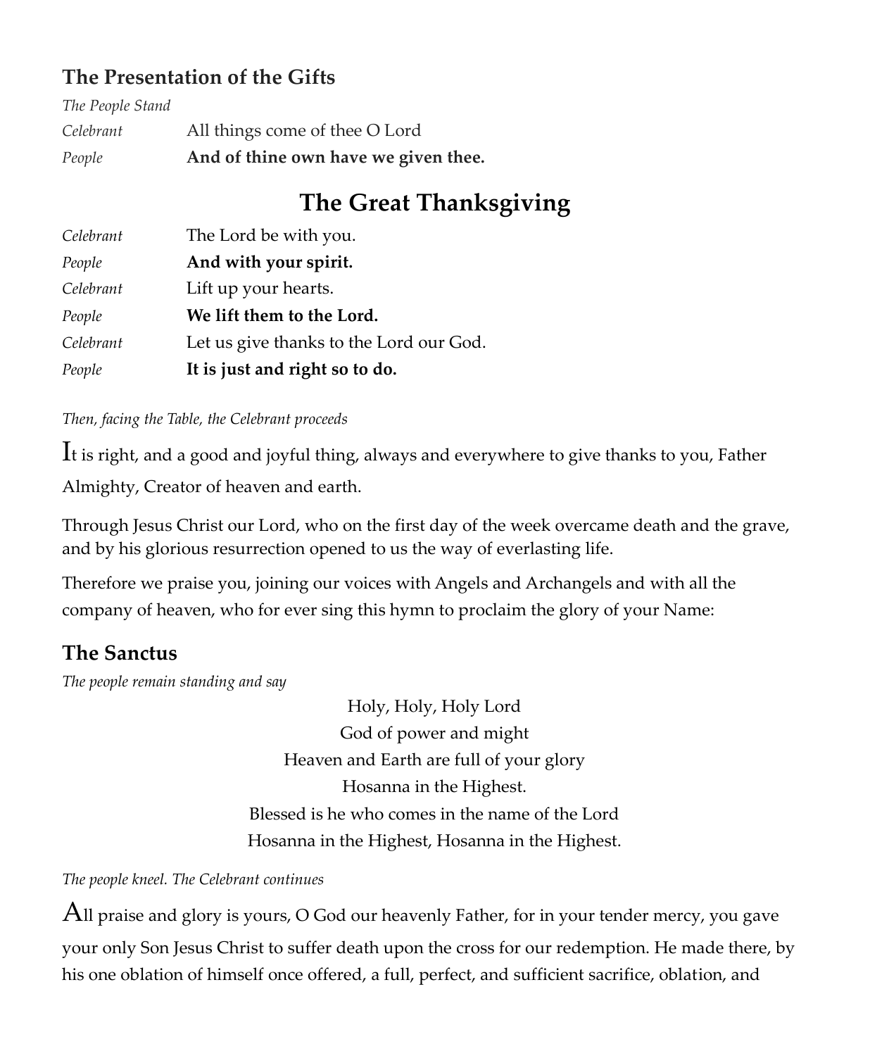### The Presentation of the Gifts

*The People Stand*

*Celebrant* All things come of thee O Lord

*People* **And of thine own have we given thee.**

## The Great Thanksgiving

*Celebrant* The Lord be with you.

*People* **And with your spirit.**

*Celebrant* Lift up your hearts.

*People* **We lift them to the Lord.**

*Celebrant* Let us give thanks to the Lord our God.

*People* **It is just and right so to do.**

*Then, facing the Table, the Celebrant proceeds*

It is right, and a good and joyful thing, always and everywhere to give thanks to you, Father Almighty, Creator of heaven and earth.

Through Jesus Christ our Lord, who on the first day of the week overcame death and the grave, and by his glorious resurrection opened to us the way of everlasting life.

Therefore we praise you, joining our voices with Angels and Archangels and with all the company of heaven, who for ever sing this hymn to proclaim the glory of your Name:

### The Sanctus

*The people remain standing and say*

Holy, Holy, Holy Lord
God of power and might
Heaven and Earth are full of your glory
Hosanna in the Highest.
Blessed is he who comes in the name of the Lord
Hosanna in the Highest, Hosanna in the Highest.

*The people kneel. The Celebrant continues*

All praise and glory is yours, O God our heavenly Father, for in your tender mercy, you gave your only Son Jesus Christ to suffer death upon the cross for our redemption. He made there, by his one oblation of himself once offered, a full, perfect, and sufficient sacrifice, oblation, and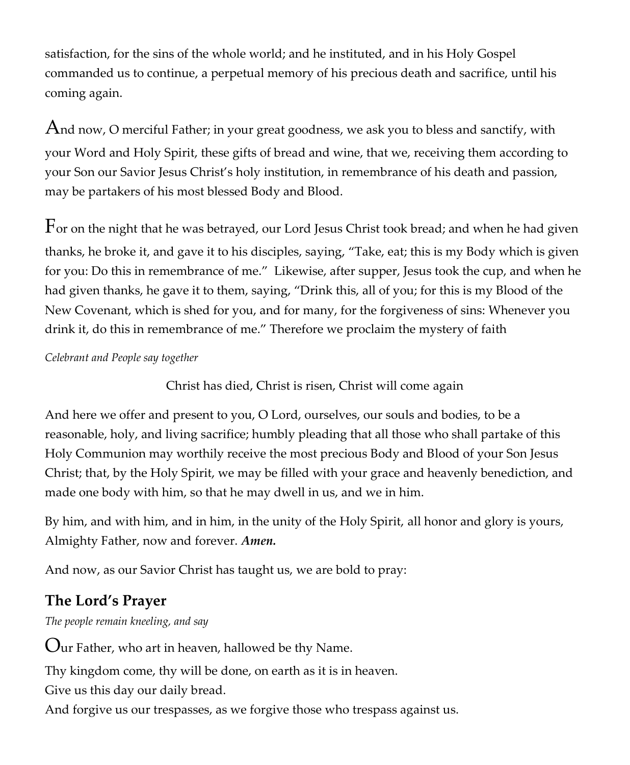satisfaction, for the sins of the whole world; and he instituted, and in his Holy Gospel commanded us to continue, a perpetual memory of his precious death and sacrifice, until his coming again.

And now, O merciful Father; in your great goodness, we ask you to bless and sanctify, with your Word and Holy Spirit, these gifts of bread and wine, that we, receiving them according to your Son our Savior Jesus Christ's holy institution, in remembrance of his death and passion, may be partakers of his most blessed Body and Blood.

For on the night that he was betrayed, our Lord Jesus Christ took bread; and when he had given thanks, he broke it, and gave it to his disciples, saying, "Take, eat; this is my Body which is given for you: Do this in remembrance of me." Likewise, after supper, Jesus took the cup, and when he had given thanks, he gave it to them, saying, "Drink this, all of you; for this is my Blood of the New Covenant, which is shed for you, and for many, for the forgiveness of sins: Whenever you drink it, do this in remembrance of me." Therefore we proclaim the mystery of faith

*Celebrant and People say together*

Christ has died, Christ is risen, Christ will come again

And here we offer and present to you, O Lord, ourselves, our souls and bodies, to be a reasonable, holy, and living sacrifice; humbly pleading that all those who shall partake of this Holy Communion may worthily receive the most precious Body and Blood of your Son Jesus Christ; that, by the Holy Spirit, we may be filled with your grace and heavenly benediction, and made one body with him, so that he may dwell in us, and we in him.

By him, and with him, and in him, in the unity of the Holy Spirit, all honor and glory is yours, Almighty Father, now and forever. ***Amen.***

And now, as our Savior Christ has taught us, we are bold to pray:

## The Lord's Prayer

*The people remain kneeling, and say*

Our Father, who art in heaven, hallowed be thy Name.
Thy kingdom come, thy will be done, on earth as it is in heaven.
Give us this day our daily bread.
And forgive us our trespasses, as we forgive those who trespass against us.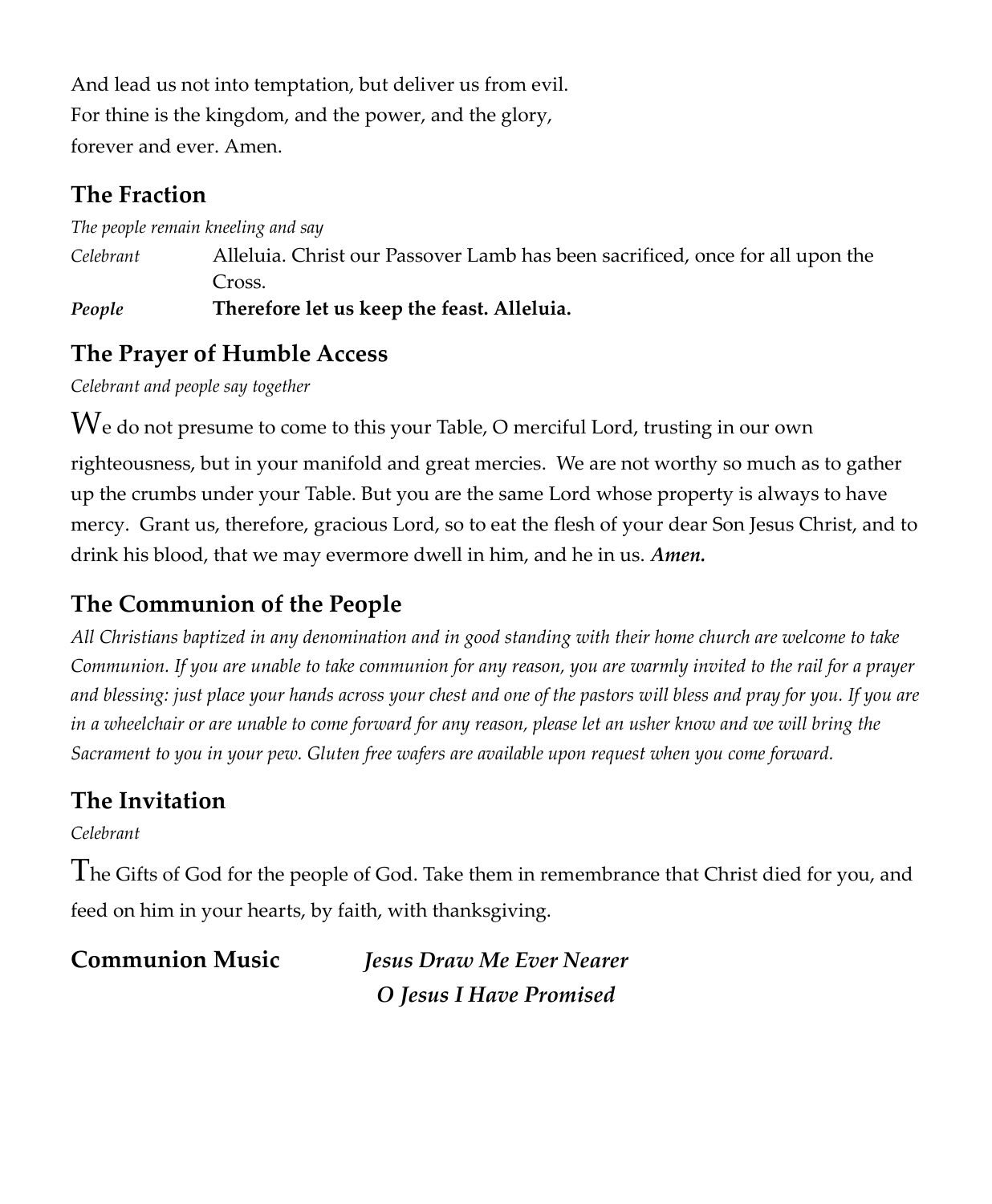And lead us not into temptation, but deliver us from evil.
For thine is the kingdom, and the power, and the glory,
forever and ever. Amen.

## The Fraction

*The people remain kneeling and say*

*Celebrant* Alleluia. Christ our Passover Lamb has been sacrificed, once for all upon the Cross.

***People*** **Therefore let us keep the feast. Alleluia.**

## The Prayer of Humble Access

*Celebrant and people say together*

We do not presume to come to this your Table, O merciful Lord, trusting in our own righteousness, but in your manifold and great mercies. We are not worthy so much as to gather up the crumbs under your Table. But you are the same Lord whose property is always to have mercy. Grant us, therefore, gracious Lord, so to eat the flesh of your dear Son Jesus Christ, and to drink his blood, that we may evermore dwell in him, and he in us. ***Amen.***

## The Communion of the People

*All Christians baptized in any denomination and in good standing with their home church are welcome to take Communion. If you are unable to take communion for any reason, you are warmly invited to the rail for a prayer and blessing: just place your hands across your chest and one of the pastors will bless and pray for you. If you are in a wheelchair or are unable to come forward for any reason, please let an usher know and we will bring the Sacrament to you in your pew. Gluten free wafers are available upon request when you come forward.*

## The Invitation

*Celebrant*

The Gifts of God for the people of God. Take them in remembrance that Christ died for you, and feed on him in your hearts, by faith, with thanksgiving.

## Communion Music ***Jesus Draw Me Ever Nearer***

***O Jesus I Have Promised***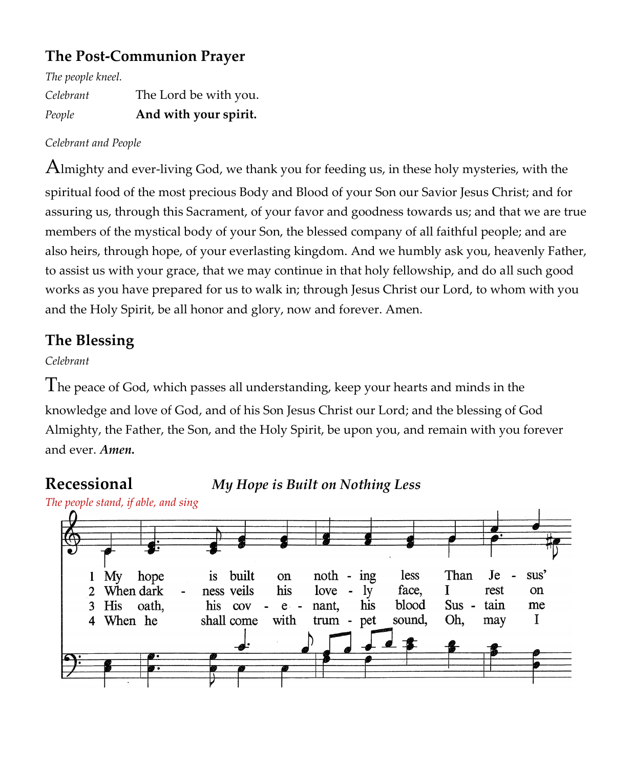## The Post-Communion Prayer

*The people kneel.*

*Celebrant* The Lord be with you.
*People* **And with your spirit.**

*Celebrant and People*

Almighty and ever-living God, we thank you for feeding us, in these holy mysteries, with the spiritual food of the most precious Body and Blood of your Son our Savior Jesus Christ; and for assuring us, through this Sacrament, of your favor and goodness towards us; and that we are true members of the mystical body of your Son, the blessed company of all faithful people; and are also heirs, through hope, of your everlasting kingdom. And we humbly ask you, heavenly Father, to assist us with your grace, that we may continue in that holy fellowship, and do all such good works as you have prepared for us to walk in; through Jesus Christ our Lord, to whom with you and the Holy Spirit, be all honor and glory, now and forever. Amen.

## The Blessing

*Celebrant*

The peace of God, which passes all understanding, keep your hearts and minds in the knowledge and love of God, and of his Son Jesus Christ our Lord; and the blessing of God Almighty, the Father, the Son, and the Holy Spirit, be upon you, and remain with you forever and ever. ***Amen.***

## Recessional *My Hope is Built on Nothing Less*

*The people stand, if able, and sing*

1 My hope is built on noth - ing less Than Je - sus'
2 When dark - ness veils his love - ly face, I rest on
3 His oath, his cov - e - nant, his blood Sus - tain me
4 When he shall come with trum - pet sound, Oh, may I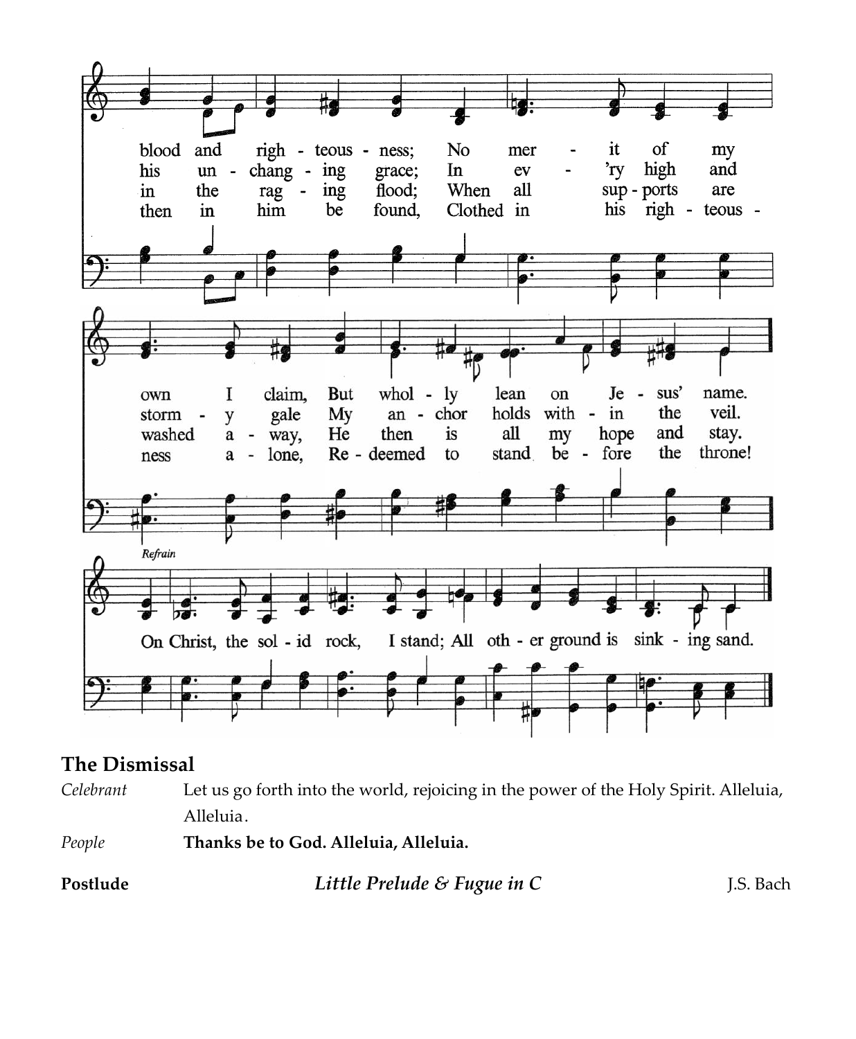blood and righ - teous - ness; No mer - it of my own I claim, But whol - ly lean on Je - sus' name.

his un - chang - ing grace; In ev - 'ry high and storm - y gale My an - chor holds with - in the veil.

in the rag - ing flood; When all sup - ports are washed a - way, He then is all my hope and stay.

then in him be found, Clothed in his righ - teous - ness a - lone, Re - deemed to stand be - fore the throne!

*Refrain*

On Christ, the sol - id rock, I stand; All oth - er ground is sink - ing sand.

## The Dismissal

*Celebrant* Let us go forth into the world, rejoicing in the power of the Holy Spirit. Alleluia, Alleluia.

*People* **Thanks be to God. Alleluia, Alleluia.**

**Postlude** *Little Prelude & Fugue in C* J.S. Bach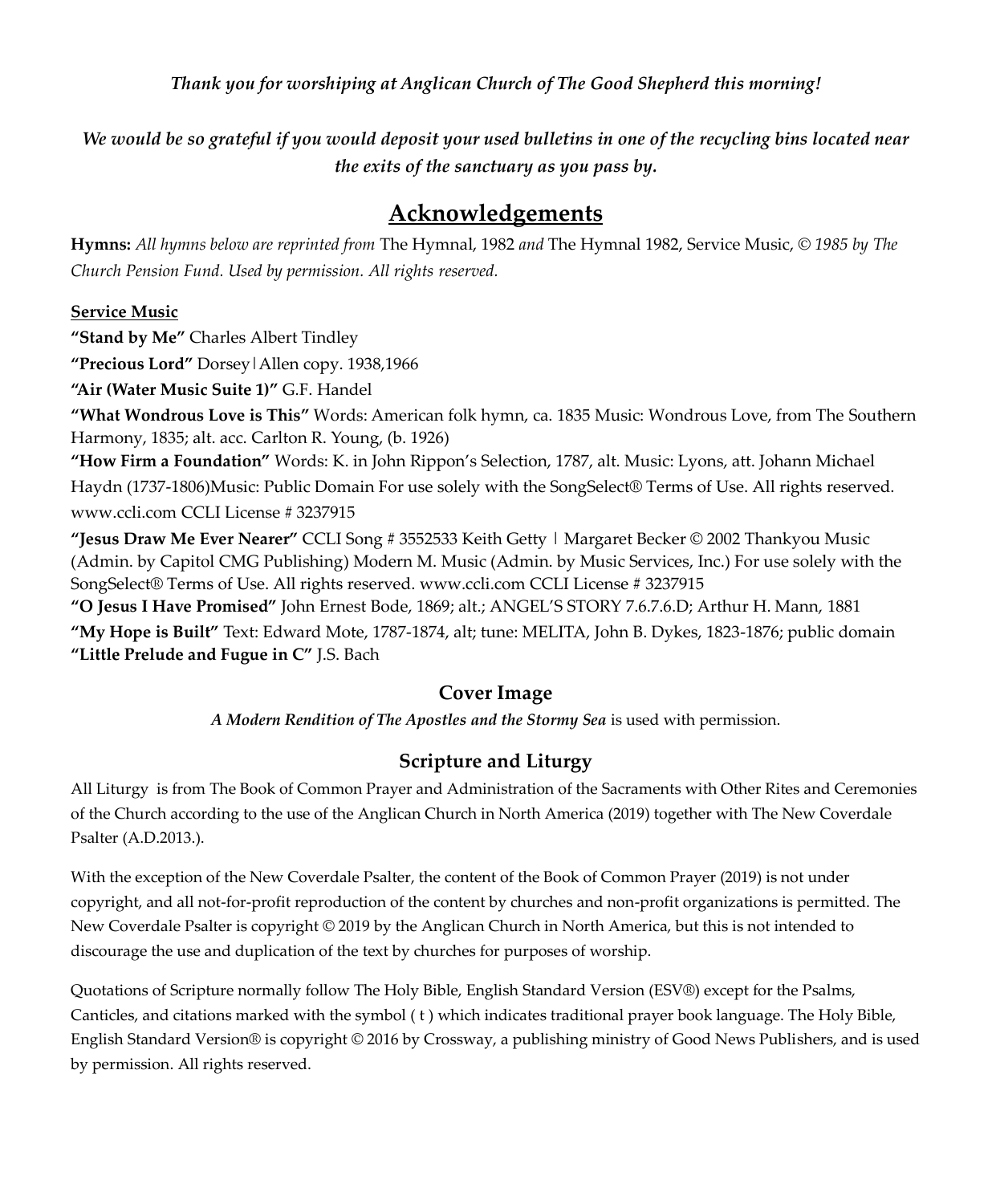*Thank you for worshiping at Anglican Church of The Good Shepherd this morning!*

*We would be so grateful if you would deposit your used bulletins in one of the recycling bins located near the exits of the sanctuary as you pass by.*

## Acknowledgements

**Hymns:** *All hymns below are reprinted from* The Hymnal, 1982 *and* The Hymnal 1982, Service Music, *© 1985 by The Church Pension Fund. Used by permission. All rights reserved.*

**Service Music**

**"Stand by Me"** Charles Albert Tindley

**"Precious Lord"** Dorsey|Allen copy. 1938,1966

**"Air (Water Music Suite 1)"** G.F. Handel

**"What Wondrous Love is This"** Words: American folk hymn, ca. 1835 Music: Wondrous Love, from The Southern Harmony, 1835; alt. acc. Carlton R. Young, (b. 1926)

**"How Firm a Foundation"** Words: K. in John Rippon's Selection, 1787, alt. Music: Lyons, att. Johann Michael Haydn (1737-1806)Music: Public Domain For use solely with the SongSelect® Terms of Use. All rights reserved. www.ccli.com CCLI License # 3237915

**"Jesus Draw Me Ever Nearer"** CCLI Song # 3552533 Keith Getty | Margaret Becker © 2002 Thankyou Music (Admin. by Capitol CMG Publishing) Modern M. Music (Admin. by Music Services, Inc.) For use solely with the SongSelect® Terms of Use. All rights reserved. www.ccli.com CCLI License # 3237915

**"O Jesus I Have Promised"** John Ernest Bode, 1869; alt.; ANGEL'S STORY 7.6.7.6.D; Arthur H. Mann, 1881

**"My Hope is Built"** Text: Edward Mote, 1787-1874, alt; tune: MELITA, John B. Dykes, 1823-1876; public domain

**"Little Prelude and Fugue in C"** J.S. Bach

### Cover Image

***A Modern Rendition of The Apostles and the Stormy Sea*** is used with permission.

### Scripture and Liturgy

All Liturgy is from The Book of Common Prayer and Administration of the Sacraments with Other Rites and Ceremonies of the Church according to the use of the Anglican Church in North America (2019) together with The New Coverdale Psalter (A.D.2013.).

With the exception of the New Coverdale Psalter, the content of the Book of Common Prayer (2019) is not under copyright, and all not-for-profit reproduction of the content by churches and non-profit organizations is permitted. The New Coverdale Psalter is copyright © 2019 by the Anglican Church in North America, but this is not intended to discourage the use and duplication of the text by churches for purposes of worship.

Quotations of Scripture normally follow The Holy Bible, English Standard Version (ESV®) except for the Psalms, Canticles, and citations marked with the symbol ( t ) which indicates traditional prayer book language. The Holy Bible, English Standard Version® is copyright © 2016 by Crossway, a publishing ministry of Good News Publishers, and is used by permission. All rights reserved.